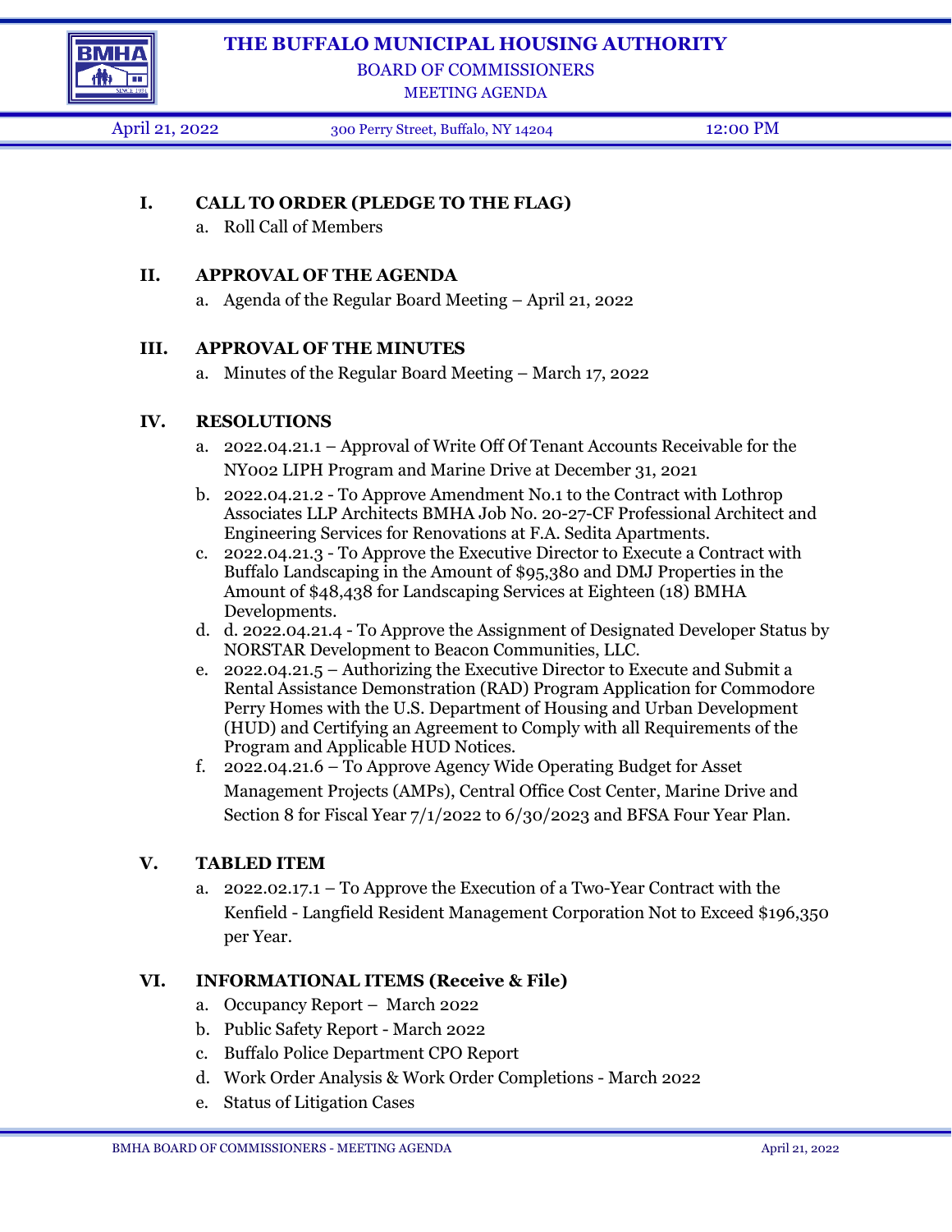# THE BUFFALO MUNICIPAL HOUSING AUTHORITY

## BOARD OF COMMISSIONERS

### MEETING AGENDA

April 21, 2022 | 300 Perry Street, Buffalo, NY 14204 | 12:00 PM

**I. CALL TO ORDER (PLEDGE TO THE FLAG)**

a. Roll Call of Members

**II. APPROVAL OF THE AGENDA**

a. Agenda of the Regular Board Meeting – April 21, 2022

**III. APPROVAL OF THE MINUTES**

a. Minutes of the Regular Board Meeting – March 17, 2022

**IV. RESOLUTIONS**

a. 2022.04.21.1 – Approval of Write Off Of Tenant Accounts Receivable for the NY002 LIPH Program and Marine Drive at December 31, 2021

b. 2022.04.21.2 - To Approve Amendment No.1 to the Contract with Lothrop Associates LLP Architects BMHA Job No. 20-27-CF Professional Architect and Engineering Services for Renovations at F.A. Sedita Apartments.

c. 2022.04.21.3 - To Approve the Executive Director to Execute a Contract with Buffalo Landscaping in the Amount of $95,380 and DMJ Properties in the Amount of $48,438 for Landscaping Services at Eighteen (18) BMHA Developments.

d. d. 2022.04.21.4 - To Approve the Assignment of Designated Developer Status by NORSTAR Development to Beacon Communities, LLC.

e. 2022.04.21.5 – Authorizing the Executive Director to Execute and Submit a Rental Assistance Demonstration (RAD) Program Application for Commodore Perry Homes with the U.S. Department of Housing and Urban Development (HUD) and Certifying an Agreement to Comply with all Requirements of the Program and Applicable HUD Notices.

f. 2022.04.21.6 – To Approve Agency Wide Operating Budget for Asset Management Projects (AMPs), Central Office Cost Center, Marine Drive and Section 8 for Fiscal Year 7/1/2022 to 6/30/2023 and BFSA Four Year Plan.

**V. TABLED ITEM**

a. 2022.02.17.1 – To Approve the Execution of a Two-Year Contract with the Kenfield - Langfield Resident Management Corporation Not to Exceed $196,350 per Year.

**VI. INFORMATIONAL ITEMS (Receive & File)**

a. Occupancy Report – March 2022

b. Public Safety Report - March 2022

c. Buffalo Police Department CPO Report

d. Work Order Analysis & Work Order Completions - March 2022

e. Status of Litigation Cases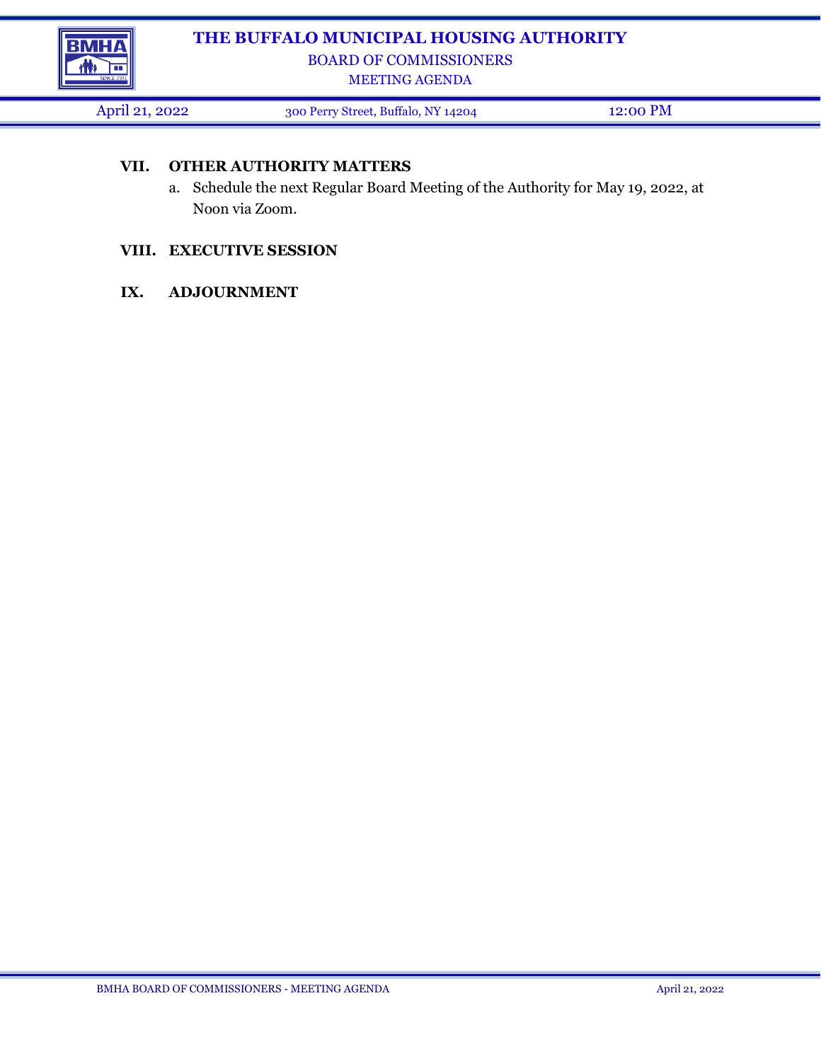## VII. OTHER AUTHORITY MATTERS

a. Schedule the next Regular Board Meeting of the Authority for May 19, 2022, at Noon via Zoom.

## VIII. EXECUTIVE SESSION

## IX. ADJOURNMENT